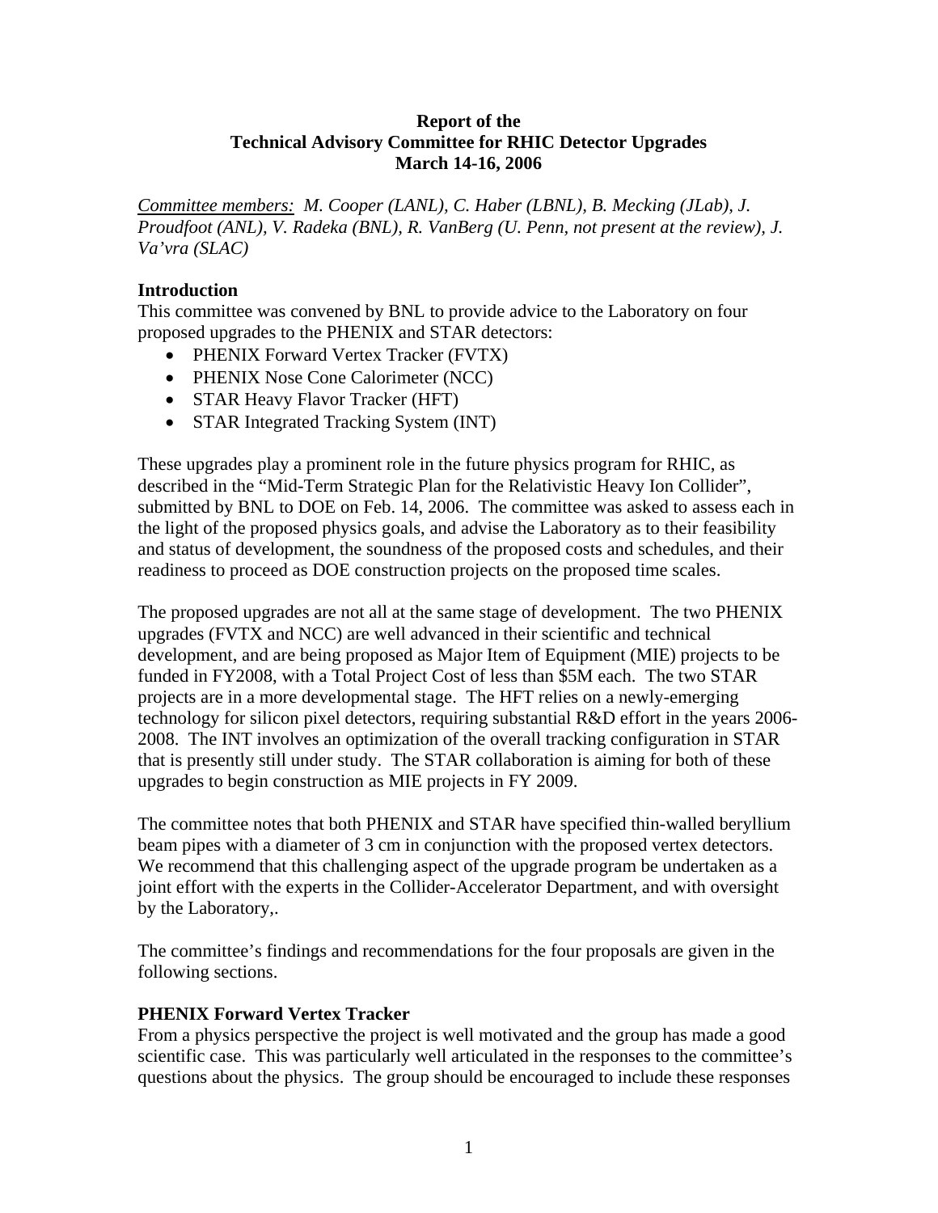**Report of the**
**Technical Advisory Committee for RHIC Detector Upgrades**
**March 14-16, 2006**

*Committee members: M. Cooper (LANL), C. Haber (LBNL), B. Mecking (JLab), J. Proudfoot (ANL), V. Radeka (BNL), R. VanBerg (U. Penn, not present at the review), J. Va'vra (SLAC)*

## Introduction

This committee was convened by BNL to provide advice to the Laboratory on four proposed upgrades to the PHENIX and STAR detectors:

- PHENIX Forward Vertex Tracker (FVTX)
- PHENIX Nose Cone Calorimeter (NCC)
- STAR Heavy Flavor Tracker (HFT)
- STAR Integrated Tracking System (INT)

These upgrades play a prominent role in the future physics program for RHIC, as described in the "Mid-Term Strategic Plan for the Relativistic Heavy Ion Collider", submitted by BNL to DOE on Feb. 14, 2006. The committee was asked to assess each in the light of the proposed physics goals, and advise the Laboratory as to their feasibility and status of development, the soundness of the proposed costs and schedules, and their readiness to proceed as DOE construction projects on the proposed time scales.

The proposed upgrades are not all at the same stage of development. The two PHENIX upgrades (FVTX and NCC) are well advanced in their scientific and technical development, and are being proposed as Major Item of Equipment (MIE) projects to be funded in FY2008, with a Total Project Cost of less than $5M each. The two STAR projects are in a more developmental stage. The HFT relies on a newly-emerging technology for silicon pixel detectors, requiring substantial R&D effort in the years 2006-2008. The INT involves an optimization of the overall tracking configuration in STAR that is presently still under study. The STAR collaboration is aiming for both of these upgrades to begin construction as MIE projects in FY 2009.

The committee notes that both PHENIX and STAR have specified thin-walled beryllium beam pipes with a diameter of 3 cm in conjunction with the proposed vertex detectors. We recommend that this challenging aspect of the upgrade program be undertaken as a joint effort with the experts in the Collider-Accelerator Department, and with oversight by the Laboratory,.

The committee's findings and recommendations for the four proposals are given in the following sections.

## PHENIX Forward Vertex Tracker

From a physics perspective the project is well motivated and the group has made a good scientific case. This was particularly well articulated in the responses to the committee's questions about the physics. The group should be encouraged to include these responses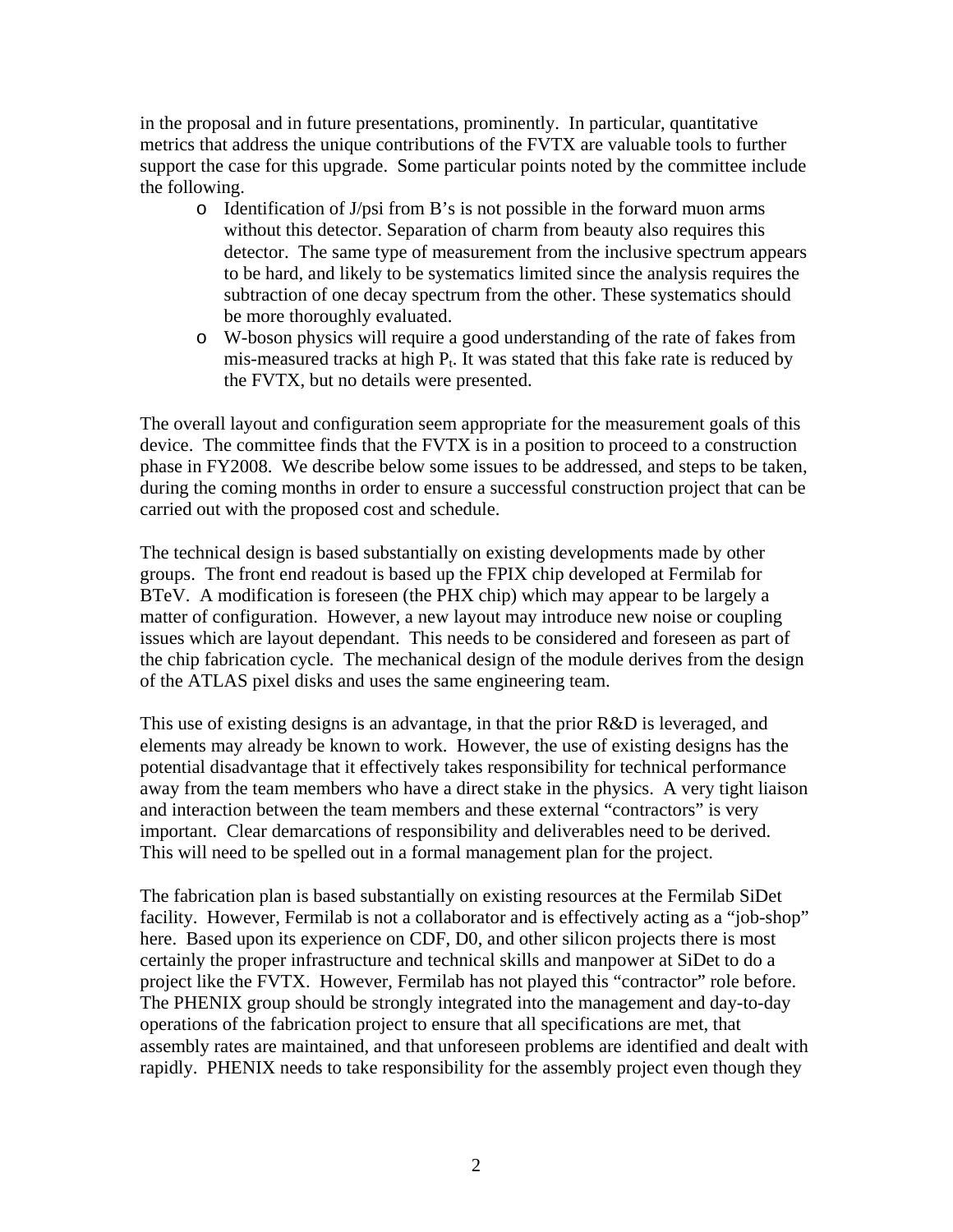in the proposal and in future presentations, prominently. In particular, quantitative metrics that address the unique contributions of the FVTX are valuable tools to further support the case for this upgrade. Some particular points noted by the committee include the following.

- Identification of J/psi from B's is not possible in the forward muon arms without this detector. Separation of charm from beauty also requires this detector. The same type of measurement from the inclusive spectrum appears to be hard, and likely to be systematics limited since the analysis requires the subtraction of one decay spectrum from the other. These systematics should be more thoroughly evaluated.
- W-boson physics will require a good understanding of the rate of fakes from mis-measured tracks at high $P_t$. It was stated that this fake rate is reduced by the FVTX, but no details were presented.

The overall layout and configuration seem appropriate for the measurement goals of this device. The committee finds that the FVTX is in a position to proceed to a construction phase in FY2008. We describe below some issues to be addressed, and steps to be taken, during the coming months in order to ensure a successful construction project that can be carried out with the proposed cost and schedule.

The technical design is based substantially on existing developments made by other groups. The front end readout is based up the FPIX chip developed at Fermilab for BTeV. A modification is foreseen (the PHX chip) which may appear to be largely a matter of configuration. However, a new layout may introduce new noise or coupling issues which are layout dependant. This needs to be considered and foreseen as part of the chip fabrication cycle. The mechanical design of the module derives from the design of the ATLAS pixel disks and uses the same engineering team.

This use of existing designs is an advantage, in that the prior R&D is leveraged, and elements may already be known to work. However, the use of existing designs has the potential disadvantage that it effectively takes responsibility for technical performance away from the team members who have a direct stake in the physics. A very tight liaison and interaction between the team members and these external "contractors" is very important. Clear demarcations of responsibility and deliverables need to be derived. This will need to be spelled out in a formal management plan for the project.

The fabrication plan is based substantially on existing resources at the Fermilab SiDet facility. However, Fermilab is not a collaborator and is effectively acting as a "job-shop" here. Based upon its experience on CDF, D0, and other silicon projects there is most certainly the proper infrastructure and technical skills and manpower at SiDet to do a project like the FVTX. However, Fermilab has not played this "contractor" role before. The PHENIX group should be strongly integrated into the management and day-to-day operations of the fabrication project to ensure that all specifications are met, that assembly rates are maintained, and that unforeseen problems are identified and dealt with rapidly. PHENIX needs to take responsibility for the assembly project even though they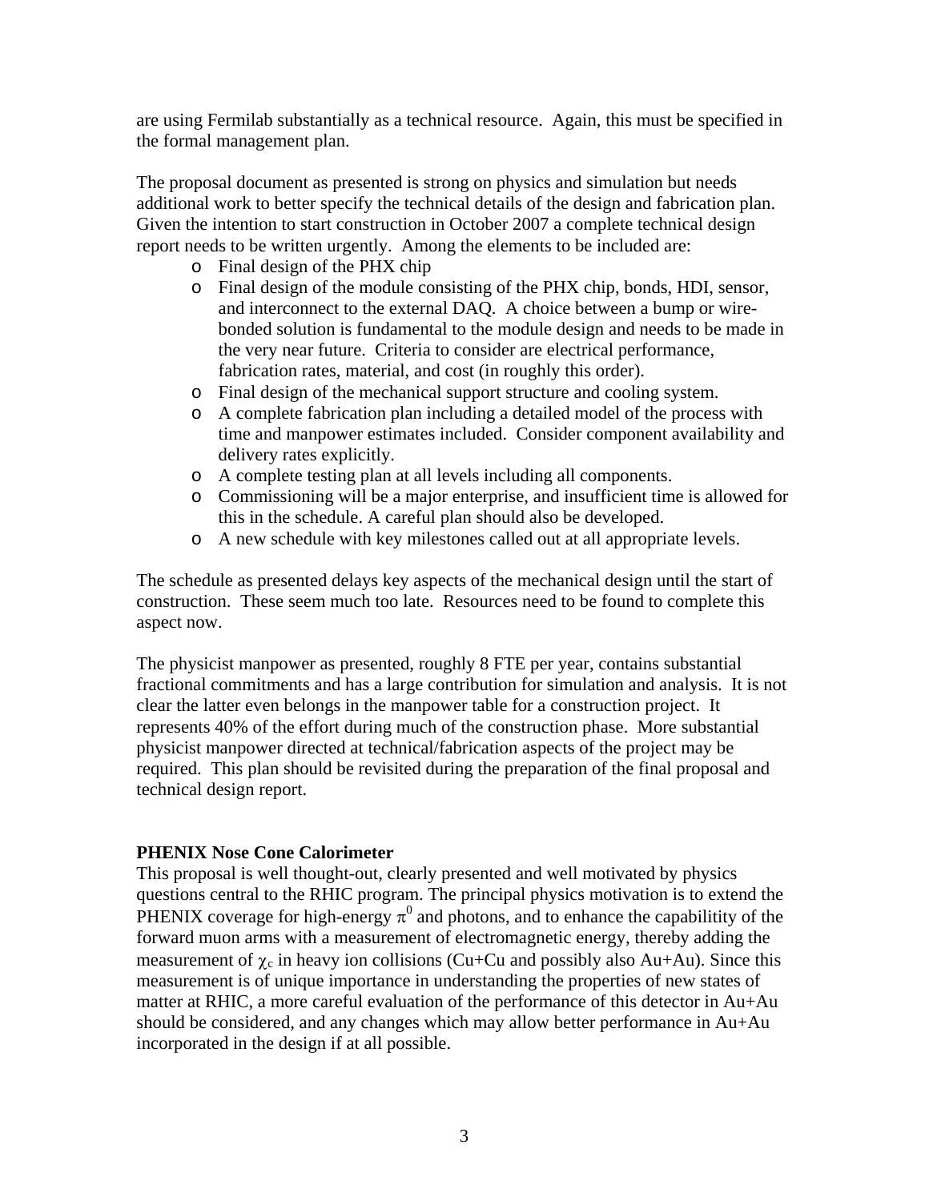are using Fermilab substantially as a technical resource. Again, this must be specified in the formal management plan.

The proposal document as presented is strong on physics and simulation but needs additional work to better specify the technical details of the design and fabrication plan. Given the intention to start construction in October 2007 a complete technical design report needs to be written urgently. Among the elements to be included are:

- Final design of the PHX chip
- Final design of the module consisting of the PHX chip, bonds, HDI, sensor, and interconnect to the external DAQ. A choice between a bump or wire-bonded solution is fundamental to the module design and needs to be made in the very near future. Criteria to consider are electrical performance, fabrication rates, material, and cost (in roughly this order).
- Final design of the mechanical support structure and cooling system.
- A complete fabrication plan including a detailed model of the process with time and manpower estimates included. Consider component availability and delivery rates explicitly.
- A complete testing plan at all levels including all components.
- Commissioning will be a major enterprise, and insufficient time is allowed for this in the schedule. A careful plan should also be developed.
- A new schedule with key milestones called out at all appropriate levels.

The schedule as presented delays key aspects of the mechanical design until the start of construction. These seem much too late. Resources need to be found to complete this aspect now.

The physicist manpower as presented, roughly 8 FTE per year, contains substantial fractional commitments and has a large contribution for simulation and analysis. It is not clear the latter even belongs in the manpower table for a construction project. It represents 40% of the effort during much of the construction phase. More substantial physicist manpower directed at technical/fabrication aspects of the project may be required. This plan should be revisited during the preparation of the final proposal and technical design report.

**PHENIX Nose Cone Calorimeter**

This proposal is well thought-out, clearly presented and well motivated by physics questions central to the RHIC program. The principal physics motivation is to extend the PHENIX coverage for high-energy $\pi^0$ and photons, and to enhance the capabilitity of the forward muon arms with a measurement of electromagnetic energy, thereby adding the measurement of $\chi_c$ in heavy ion collisions (Cu+Cu and possibly also Au+Au). Since this measurement is of unique importance in understanding the properties of new states of matter at RHIC, a more careful evaluation of the performance of this detector in Au+Au should be considered, and any changes which may allow better performance in Au+Au incorporated in the design if at all possible.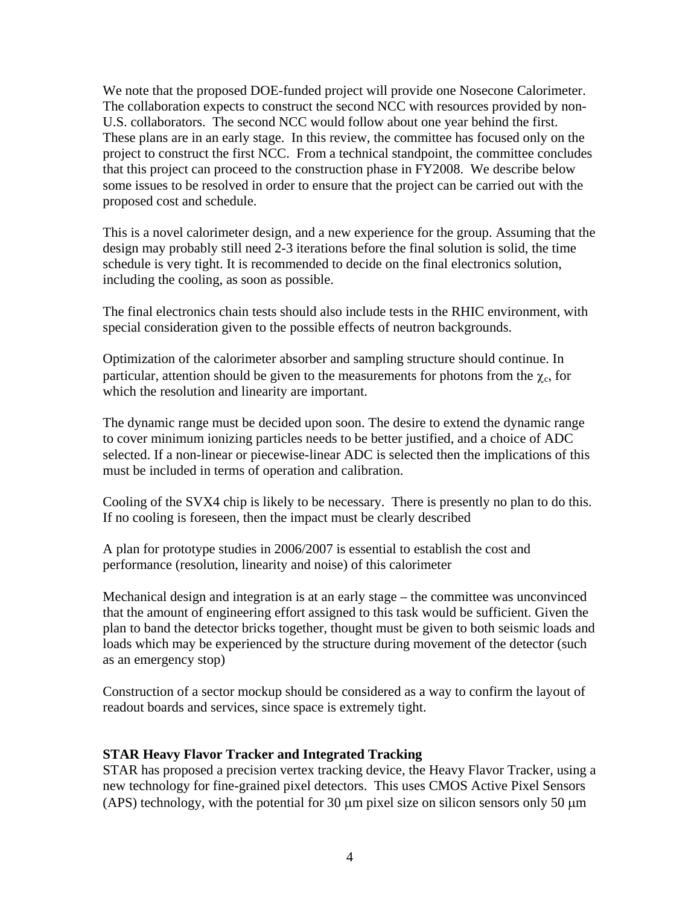We note that the proposed DOE-funded project will provide one Nosecone Calorimeter. The collaboration expects to construct the second NCC with resources provided by non-U.S. collaborators. The second NCC would follow about one year behind the first. These plans are in an early stage. In this review, the committee has focused only on the project to construct the first NCC. From a technical standpoint, the committee concludes that this project can proceed to the construction phase in FY2008. We describe below some issues to be resolved in order to ensure that the project can be carried out with the proposed cost and schedule.

This is a novel calorimeter design, and a new experience for the group. Assuming that the design may probably still need 2-3 iterations before the final solution is solid, the time schedule is very tight. It is recommended to decide on the final electronics solution, including the cooling, as soon as possible.

The final electronics chain tests should also include tests in the RHIC environment, with special consideration given to the possible effects of neutron backgrounds.

Optimization of the calorimeter absorber and sampling structure should continue. In particular, attention should be given to the measurements for photons from the $\chi_c$, for which the resolution and linearity are important.

The dynamic range must be decided upon soon. The desire to extend the dynamic range to cover minimum ionizing particles needs to be better justified, and a choice of ADC selected. If a non-linear or piecewise-linear ADC is selected then the implications of this must be included in terms of operation and calibration.

Cooling of the SVX4 chip is likely to be necessary. There is presently no plan to do this. If no cooling is foreseen, then the impact must be clearly described

A plan for prototype studies in 2006/2007 is essential to establish the cost and performance (resolution, linearity and noise) of this calorimeter

Mechanical design and integration is at an early stage – the committee was unconvinced that the amount of engineering effort assigned to this task would be sufficient. Given the plan to band the detector bricks together, thought must be given to both seismic loads and loads which may be experienced by the structure during movement of the detector (such as an emergency stop)

Construction of a sector mockup should be considered as a way to confirm the layout of readout boards and services, since space is extremely tight.

**STAR Heavy Flavor Tracker and Integrated Tracking**

STAR has proposed a precision vertex tracking device, the Heavy Flavor Tracker, using a new technology for fine-grained pixel detectors. This uses CMOS Active Pixel Sensors (APS) technology, with the potential for 30 μm pixel size on silicon sensors only 50 μm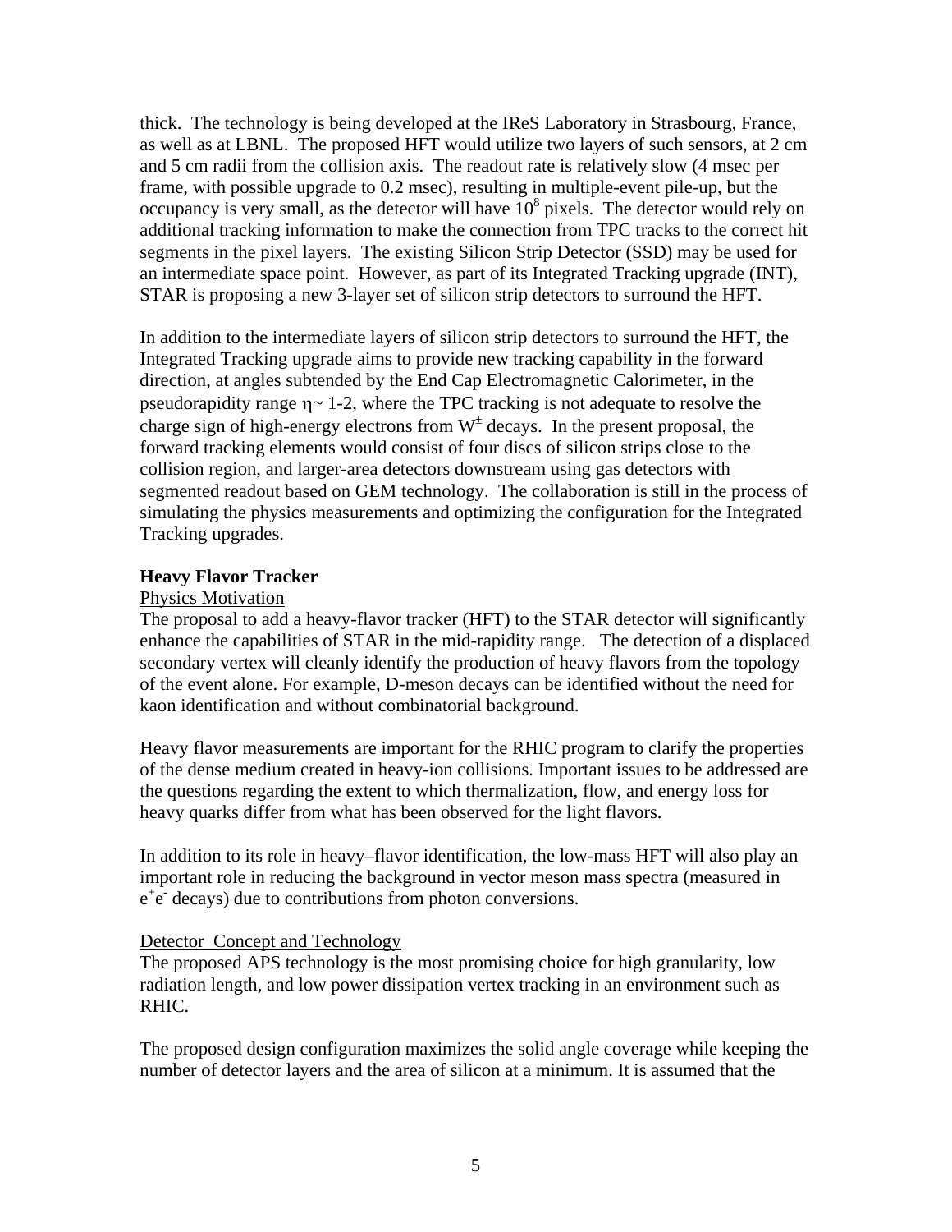thick. The technology is being developed at the IReS Laboratory in Strasbourg, France, as well as at LBNL. The proposed HFT would utilize two layers of such sensors, at 2 cm and 5 cm radii from the collision axis. The readout rate is relatively slow (4 msec per frame, with possible upgrade to 0.2 msec), resulting in multiple-event pile-up, but the occupancy is very small, as the detector will have $10^8$ pixels. The detector would rely on additional tracking information to make the connection from TPC tracks to the correct hit segments in the pixel layers. The existing Silicon Strip Detector (SSD) may be used for an intermediate space point. However, as part of its Integrated Tracking upgrade (INT), STAR is proposing a new 3-layer set of silicon strip detectors to surround the HFT.

In addition to the intermediate layers of silicon strip detectors to surround the HFT, the Integrated Tracking upgrade aims to provide new tracking capability in the forward direction, at angles subtended by the End Cap Electromagnetic Calorimeter, in the pseudorapidity range $\eta \sim$ 1-2, where the TPC tracking is not adequate to resolve the charge sign of high-energy electrons from $W^{\pm}$ decays. In the present proposal, the forward tracking elements would consist of four discs of silicon strips close to the collision region, and larger-area detectors downstream using gas detectors with segmented readout based on GEM technology. The collaboration is still in the process of simulating the physics measurements and optimizing the configuration for the Integrated Tracking upgrades.

## Heavy Flavor Tracker

### Physics Motivation

The proposal to add a heavy-flavor tracker (HFT) to the STAR detector will significantly enhance the capabilities of STAR in the mid-rapidity range. The detection of a displaced secondary vertex will cleanly identify the production of heavy flavors from the topology of the event alone. For example, D-meson decays can be identified without the need for kaon identification and without combinatorial background.

Heavy flavor measurements are important for the RHIC program to clarify the properties of the dense medium created in heavy-ion collisions. Important issues to be addressed are the questions regarding the extent to which thermalization, flow, and energy loss for heavy quarks differ from what has been observed for the light flavors.

In addition to its role in heavy–flavor identification, the low-mass HFT will also play an important role in reducing the background in vector meson mass spectra (measured in $e^+e^-$ decays) due to contributions from photon conversions.

### Detector Concept and Technology

The proposed APS technology is the most promising choice for high granularity, low radiation length, and low power dissipation vertex tracking in an environment such as RHIC.

The proposed design configuration maximizes the solid angle coverage while keeping the number of detector layers and the area of silicon at a minimum. It is assumed that the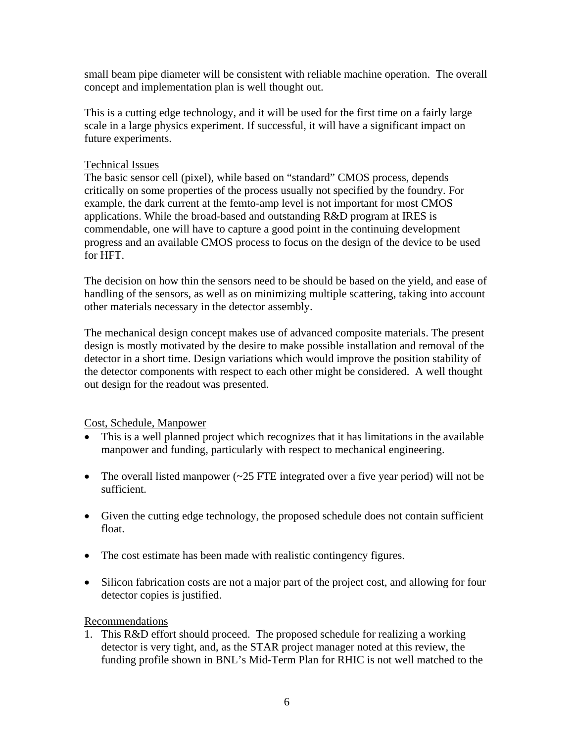small beam pipe diameter will be consistent with reliable machine operation. The overall concept and implementation plan is well thought out.

This is a cutting edge technology, and it will be used for the first time on a fairly large scale in a large physics experiment. If successful, it will have a significant impact on future experiments.

Technical Issues

The basic sensor cell (pixel), while based on "standard" CMOS process, depends critically on some properties of the process usually not specified by the foundry. For example, the dark current at the femto-amp level is not important for most CMOS applications. While the broad-based and outstanding R&D program at IRES is commendable, one will have to capture a good point in the continuing development progress and an available CMOS process to focus on the design of the device to be used for HFT.

The decision on how thin the sensors need to be should be based on the yield, and ease of handling of the sensors, as well as on minimizing multiple scattering, taking into account other materials necessary in the detector assembly.

The mechanical design concept makes use of advanced composite materials. The present design is mostly motivated by the desire to make possible installation and removal of the detector in a short time. Design variations which would improve the position stability of the detector components with respect to each other might be considered. A well thought out design for the readout was presented.

Cost, Schedule, Manpower

- This is a well planned project which recognizes that it has limitations in the available manpower and funding, particularly with respect to mechanical engineering.
- The overall listed manpower (~25 FTE integrated over a five year period) will not be sufficient.
- Given the cutting edge technology, the proposed schedule does not contain sufficient float.
- The cost estimate has been made with realistic contingency figures.
- Silicon fabrication costs are not a major part of the project cost, and allowing for four detector copies is justified.

Recommendations

1. This R&D effort should proceed. The proposed schedule for realizing a working detector is very tight, and, as the STAR project manager noted at this review, the funding profile shown in BNL's Mid-Term Plan for RHIC is not well matched to the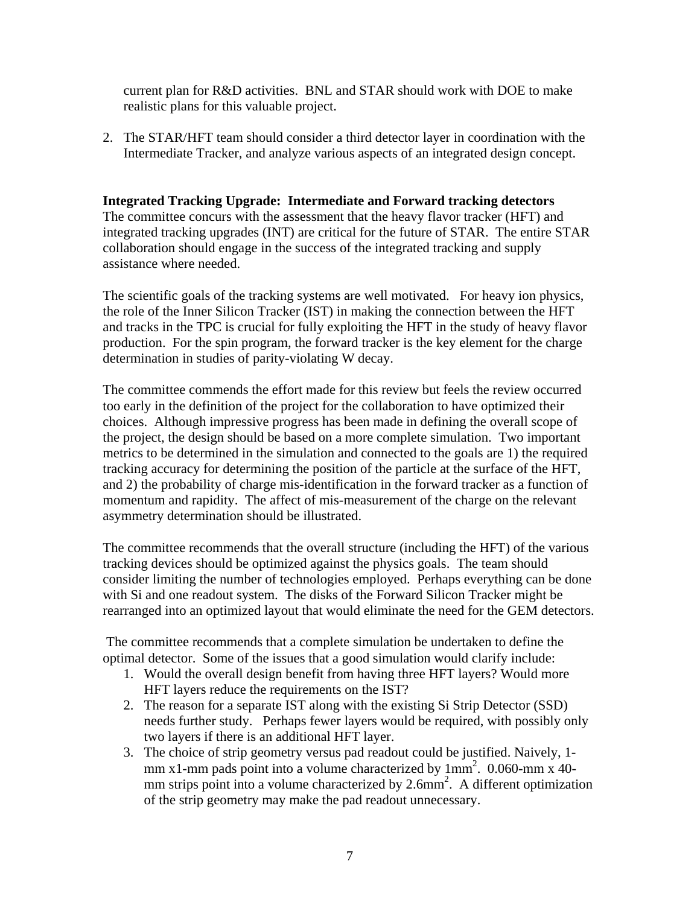current plan for R&D activities. BNL and STAR should work with DOE to make realistic plans for this valuable project.

2. The STAR/HFT team should consider a third detector layer in coordination with the Intermediate Tracker, and analyze various aspects of an integrated design concept.

**Integrated Tracking Upgrade: Intermediate and Forward tracking detectors**
The committee concurs with the assessment that the heavy flavor tracker (HFT) and integrated tracking upgrades (INT) are critical for the future of STAR. The entire STAR collaboration should engage in the success of the integrated tracking and supply assistance where needed.

The scientific goals of the tracking systems are well motivated. For heavy ion physics, the role of the Inner Silicon Tracker (IST) in making the connection between the HFT and tracks in the TPC is crucial for fully exploiting the HFT in the study of heavy flavor production. For the spin program, the forward tracker is the key element for the charge determination in studies of parity-violating W decay.

The committee commends the effort made for this review but feels the review occurred too early in the definition of the project for the collaboration to have optimized their choices. Although impressive progress has been made in defining the overall scope of the project, the design should be based on a more complete simulation. Two important metrics to be determined in the simulation and connected to the goals are 1) the required tracking accuracy for determining the position of the particle at the surface of the HFT, and 2) the probability of charge mis-identification in the forward tracker as a function of momentum and rapidity. The affect of mis-measurement of the charge on the relevant asymmetry determination should be illustrated.

The committee recommends that the overall structure (including the HFT) of the various tracking devices should be optimized against the physics goals. The team should consider limiting the number of technologies employed. Perhaps everything can be done with Si and one readout system. The disks of the Forward Silicon Tracker might be rearranged into an optimized layout that would eliminate the need for the GEM detectors.

The committee recommends that a complete simulation be undertaken to define the optimal detector. Some of the issues that a good simulation would clarify include:

1. Would the overall design benefit from having three HFT layers? Would more HFT layers reduce the requirements on the IST?
2. The reason for a separate IST along with the existing Si Strip Detector (SSD) needs further study. Perhaps fewer layers would be required, with possibly only two layers if there is an additional HFT layer.
3. The choice of strip geometry versus pad readout could be justified. Naively, 1-mm x1-mm pads point into a volume characterized by $1\text{mm}^2$. 0.060-mm x 40-mm strips point into a volume characterized by $2.6\text{mm}^2$. A different optimization of the strip geometry may make the pad readout unnecessary.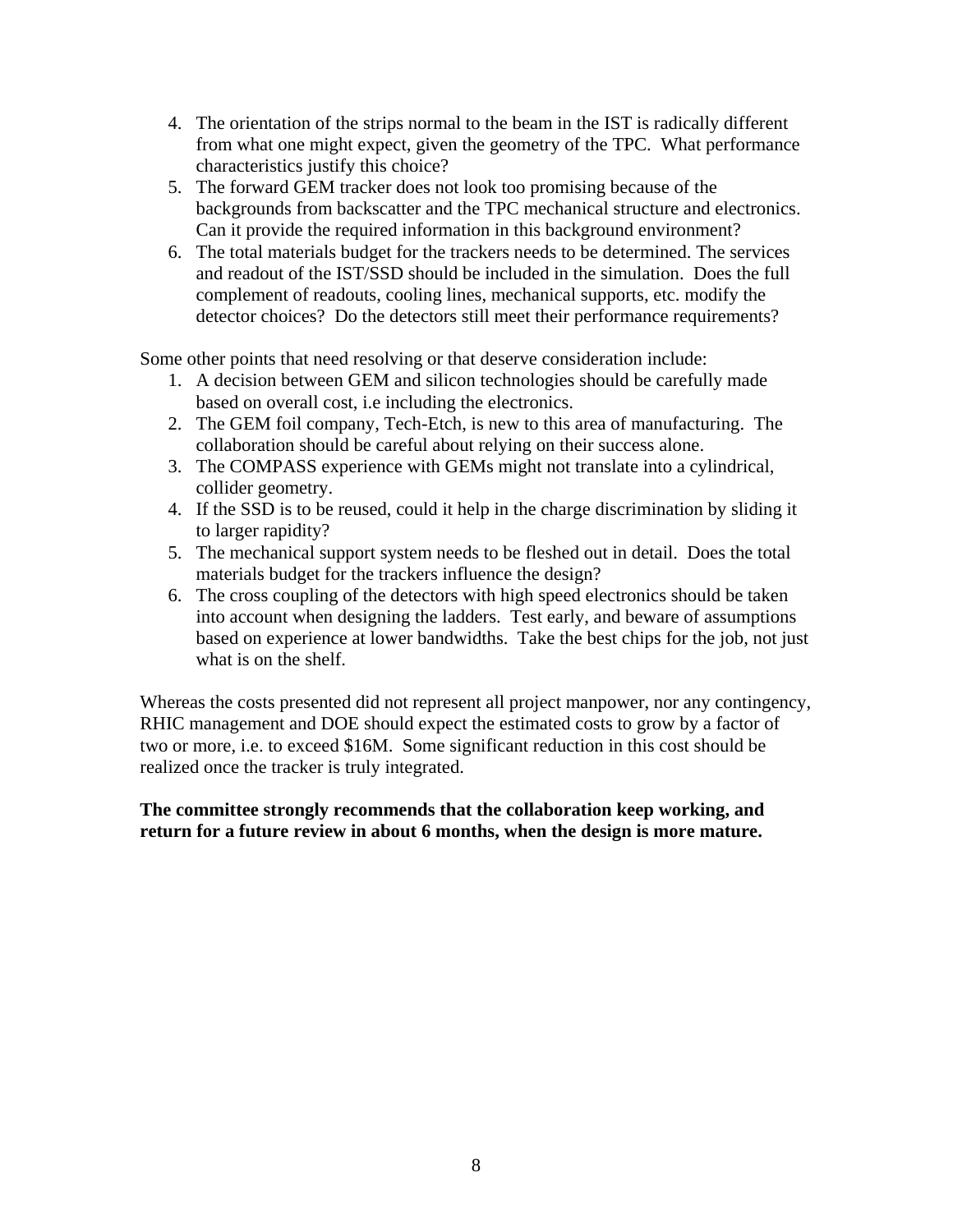4. The orientation of the strips normal to the beam in the IST is radically different from what one might expect, given the geometry of the TPC. What performance characteristics justify this choice?
5. The forward GEM tracker does not look too promising because of the backgrounds from backscatter and the TPC mechanical structure and electronics. Can it provide the required information in this background environment?
6. The total materials budget for the trackers needs to be determined. The services and readout of the IST/SSD should be included in the simulation. Does the full complement of readouts, cooling lines, mechanical supports, etc. modify the detector choices? Do the detectors still meet their performance requirements?

Some other points that need resolving or that deserve consideration include:

1. A decision between GEM and silicon technologies should be carefully made based on overall cost, i.e including the electronics.
2. The GEM foil company, Tech-Etch, is new to this area of manufacturing. The collaboration should be careful about relying on their success alone.
3. The COMPASS experience with GEMs might not translate into a cylindrical, collider geometry.
4. If the SSD is to be reused, could it help in the charge discrimination by sliding it to larger rapidity?
5. The mechanical support system needs to be fleshed out in detail. Does the total materials budget for the trackers influence the design?
6. The cross coupling of the detectors with high speed electronics should be taken into account when designing the ladders. Test early, and beware of assumptions based on experience at lower bandwidths. Take the best chips for the job, not just what is on the shelf.

Whereas the costs presented did not represent all project manpower, nor any contingency, RHIC management and DOE should expect the estimated costs to grow by a factor of two or more, i.e. to exceed $16M. Some significant reduction in this cost should be realized once the tracker is truly integrated.

**The committee strongly recommends that the collaboration keep working, and return for a future review in about 6 months, when the design is more mature.**